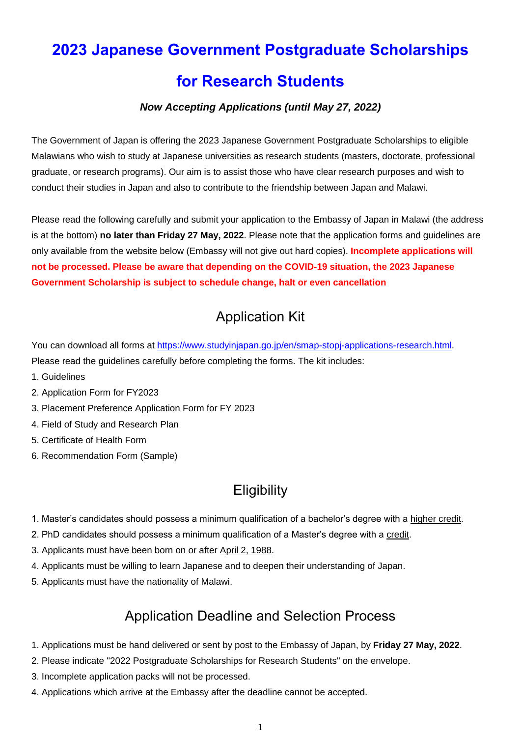# 2023 Japanese Government Postgraduate Scholarships for Research Students

***Now Accepting Applications (until May 27, 2022)***

The Government of Japan is offering the 2023 Japanese Government Postgraduate Scholarships to eligible Malawians who wish to study at Japanese universities as research students (masters, doctorate, professional graduate, or research programs). Our aim is to assist those who have clear research purposes and wish to conduct their studies in Japan and also to contribute to the friendship between Japan and Malawi.

Please read the following carefully and submit your application to the Embassy of Japan in Malawi (the address is at the bottom) **no later than Friday 27 May, 2022**. Please note that the application forms and guidelines are only available from the website below (Embassy will not give out hard copies). **Incomplete applications will not be processed. Please be aware that depending on the COVID-19 situation, the 2023 Japanese Government Scholarship is subject to schedule change, halt or even cancellation**

## Application Kit

You can download all forms at https://www.studyinjapan.go.jp/en/smap-stopj-applications-research.html. Please read the guidelines carefully before completing the forms. The kit includes:

1. Guidelines
2. Application Form for FY2023
3. Placement Preference Application Form for FY 2023
4. Field of Study and Research Plan
5. Certificate of Health Form
6. Recommendation Form (Sample)

## Eligibility

1. Master's candidates should possess a minimum qualification of a bachelor's degree with a higher credit.
2. PhD candidates should possess a minimum qualification of a Master's degree with a credit.
3. Applicants must have been born on or after April 2, 1988.
4. Applicants must be willing to learn Japanese and to deepen their understanding of Japan.
5. Applicants must have the nationality of Malawi.

## Application Deadline and Selection Process

1. Applications must be hand delivered or sent by post to the Embassy of Japan, by **Friday 27 May, 2022**.
2. Please indicate "2022 Postgraduate Scholarships for Research Students" on the envelope.
3. Incomplete application packs will not be processed.
4. Applications which arrive at the Embassy after the deadline cannot be accepted.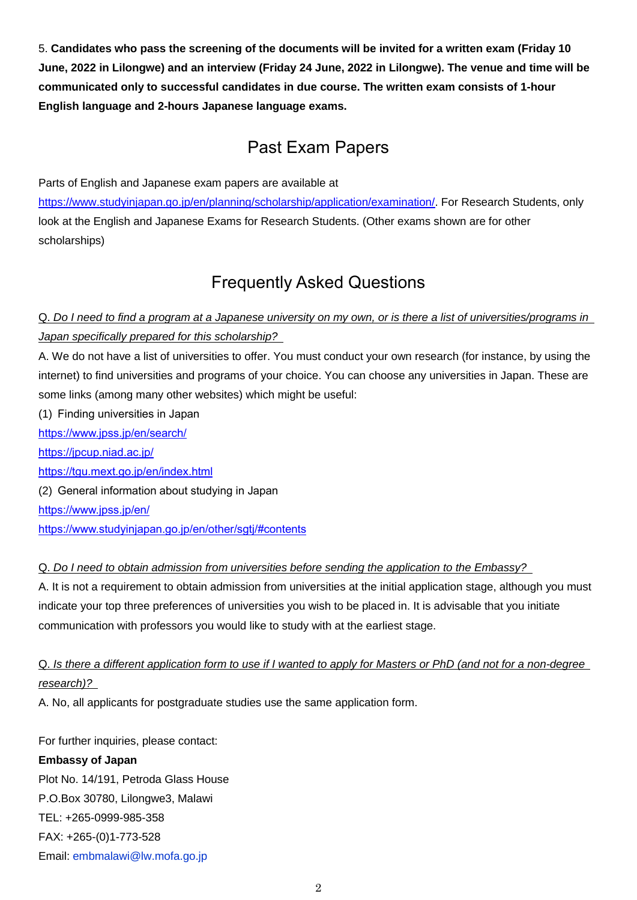5. **Candidates who pass the screening of the documents will be invited for a written exam (Friday 10 June, 2022 in Lilongwe) and an interview (Friday 24 June, 2022 in Lilongwe). The venue and time will be communicated only to successful candidates in due course. The written exam consists of 1-hour English language and 2-hours Japanese language exams.**

## Past Exam Papers

Parts of English and Japanese exam papers are available at https://www.studyinjapan.go.jp/en/planning/scholarship/application/examination/. For Research Students, only look at the English and Japanese Exams for Research Students. (Other exams shown are for other scholarships)

## Frequently Asked Questions

Q. *Do I need to find a program at a Japanese university on my own, or is there a list of universities/programs in Japan specifically prepared for this scholarship?*

A. We do not have a list of universities to offer. You must conduct your own research (for instance, by using the internet) to find universities and programs of your choice. You can choose any universities in Japan. These are some links (among many other websites) which might be useful:

(1) Finding universities in Japan

https://www.jpss.jp/en/search/

https://jpcup.niad.ac.jp/

https://tgu.mext.go.jp/en/index.html

(2) General information about studying in Japan

https://www.jpss.jp/en/

https://www.studyinjapan.go.jp/en/other/sgtj/#contents

Q. *Do I need to obtain admission from universities before sending the application to the Embassy?*

A. It is not a requirement to obtain admission from universities at the initial application stage, although you must indicate your top three preferences of universities you wish to be placed in. It is advisable that you initiate communication with professors you would like to study with at the earliest stage.

Q. *Is there a different application form to use if I wanted to apply for Masters or PhD (and not for a non-degree research)?*

A. No, all applicants for postgraduate studies use the same application form.

For further inquiries, please contact:

**Embassy of Japan**

Plot No. 14/191, Petroda Glass House

P.O.Box 30780, Lilongwe3, Malawi

TEL: +265-0999-985-358

FAX: +265-(0)1-773-528

Email: embmalawi@lw.mofa.go.jp